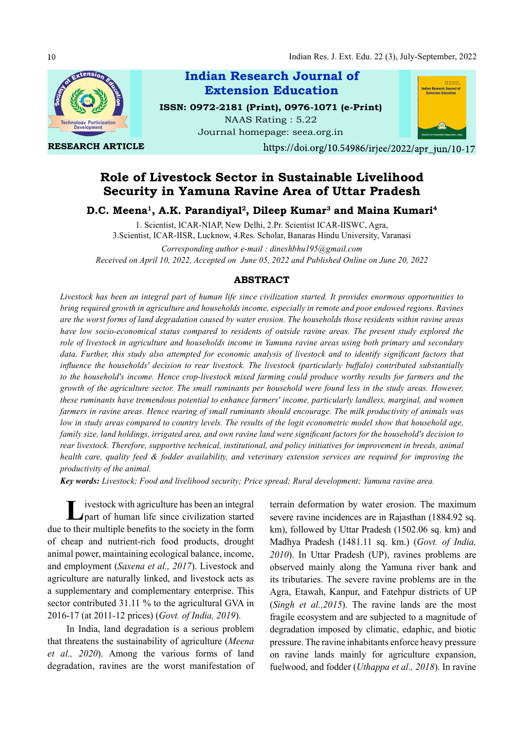Indian Research Journal of Extension Education

ISSN: 0972-2181 (Print), 0976-1071 (e-Print)
NAAS Rating : 5.22
Journal homepage: seea.org.in

RESEARCH ARTICLE

https://doi.org/10.54986/irjee/2022/apr_jun/10-17

# Role of Livestock Sector in Sustainable Livelihood Security in Yamuna Ravine Area of Uttar Pradesh

**D.C. Meena[1], A.K. Parandiyal[2], Dileep Kumar[3] and Maina Kumari[4]**

1. Scientist, ICAR-NIAP, New Delhi, 2.Pr. Scientist ICAR-IISWC, Agra, 3.Scientist, ICAR-IISR, Lucknow, 4.Res. Scholar, Banaras Hindu University, Varanasi

*Corresponding author e-mail : dineshbhu195@gmail.com*

*Received on April 10, 2022, Accepted on June 05, 2022 and Published Online on June 20, 2022*

## ABSTRACT

*Livestock has been an integral part of human life since civilization started. It provides enormous opportunities to bring required growth in agriculture and households income, especially in remote and poor endowed regions. Ravines are the worst forms of land degradation caused by water erosion. The households those residents within ravine areas have low socio-economical status compared to residents of outside ravine areas. The present study explored the role of livestock in agriculture and households income in Yamuna ravine areas using both primary and secondary data. Further, this study also attempted for economic analysis of livestock and to identify significant factors that influence the households' decision to rear livestock. The livestock (particularly buffalo) contributed substantially to the household's income. Hence crop-livestock mixed farming could produce worthy results for farmers and the growth of the agriculture sector. The small ruminants per household were found less in the study areas. However, these ruminants have tremendous potential to enhance farmers' income, particularly landless, marginal, and women farmers in ravine areas. Hence rearing of small ruminants should encourage. The milk productivity of animals was low in study areas compared to country levels. The results of the logit econometric model show that household age, family size, land holdings, irrigated area, and own ravine land were significant factors for the household's decision to rear livestock. Therefore, supportive technical, institutional, and policy initiatives for improvement in breeds, animal health care, quality feed & fodder availability, and veterinary extension services are required for improving the productivity of the animal.*

***Key words:*** *Livestock; Food and livelihood security; Price spread; Rural development; Yamuna ravine area.*

Livestock with agriculture has been an integral part of human life since civilization started due to their multiple benefits to the society in the form of cheap and nutrient-rich food products, drought animal power, maintaining ecological balance, income, and employment (*Saxena et al., 2017*). Livestock and agriculture are naturally linked, and livestock acts as a supplementary and complementary enterprise. This sector contributed 31.11 % to the agricultural GVA in 2016-17 (at 2011-12 prices) (*Govt. of India, 2019*).

In India, land degradation is a serious problem that threatens the sustainability of agriculture (*Meena et al., 2020*). Among the various forms of land degradation, ravines are the worst manifestation of terrain deformation by water erosion. The maximum severe ravine incidences are in Rajasthan (1884.92 sq. km), followed by Uttar Pradesh (1502.06 sq. km) and Madhya Pradesh (1481.11 sq. km.) (*Govt. of India, 2010*). In Uttar Pradesh (UP), ravines problems are observed mainly along the Yamuna river bank and its tributaries. The severe ravine problems are in the Agra, Etawah, Kanpur, and Fatehpur districts of UP (*Singh et al.,2015*). The ravine lands are the most fragile ecosystem and are subjected to a magnitude of degradation imposed by climatic, edaphic, and biotic pressure. The ravine inhabitants enforce heavy pressure on ravine lands mainly for agriculture expansion, fuelwood, and fodder (*Uthappa et al., 2018*). In ravine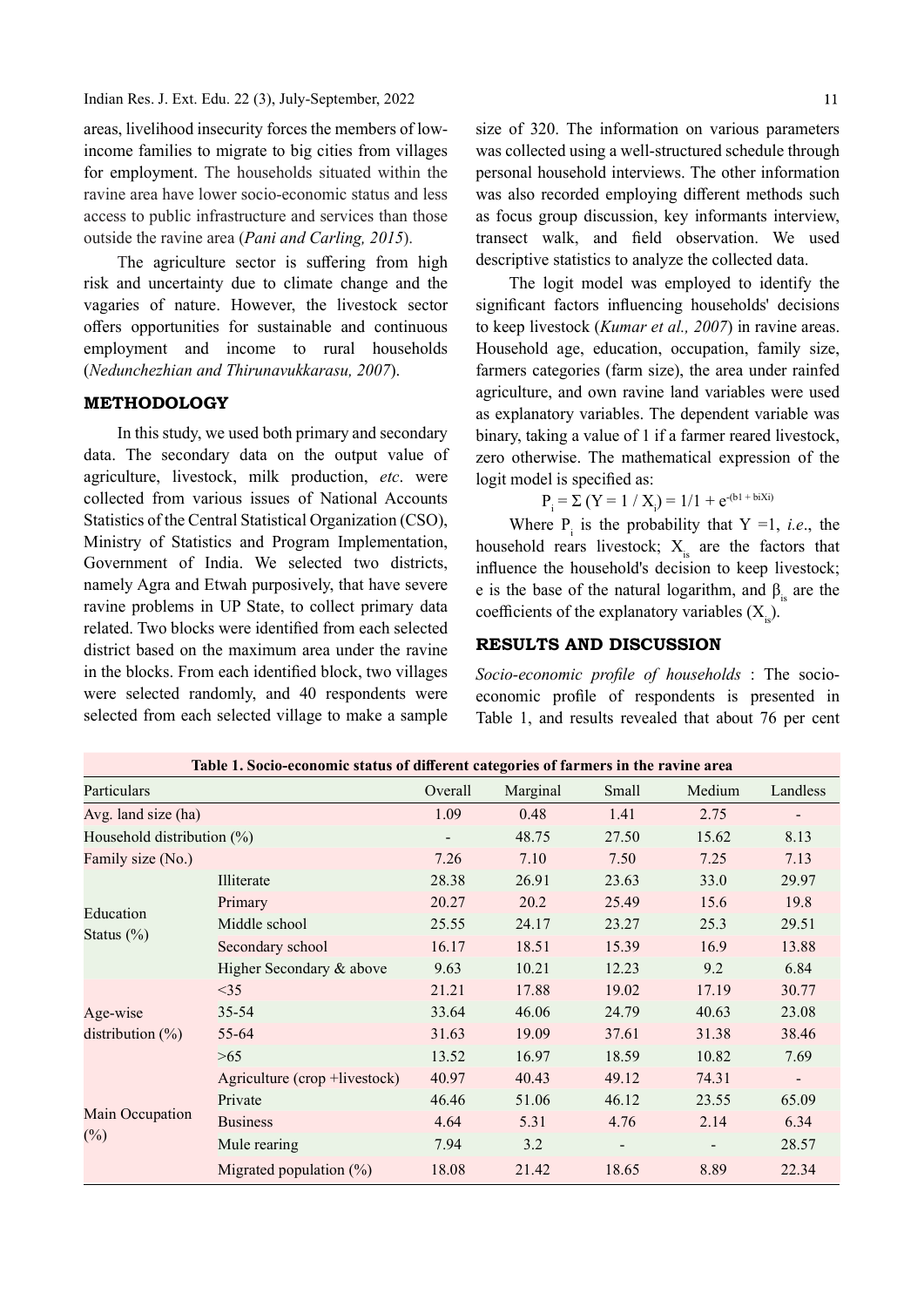areas, livelihood insecurity forces the members of low-income families to migrate to big cities from villages for employment. The households situated within the ravine area have lower socio-economic status and less access to public infrastructure and services than those outside the ravine area (*Pani and Carling, 2015*).

The agriculture sector is suffering from high risk and uncertainty due to climate change and the vagaries of nature. However, the livestock sector offers opportunities for sustainable and continuous employment and income to rural households (*Nedunchezhian and Thirunavukkarasu, 2007*).

## METHODOLOGY

In this study, we used both primary and secondary data. The secondary data on the output value of agriculture, livestock, milk production, *etc*. were collected from various issues of National Accounts Statistics of the Central Statistical Organization (CSO), Ministry of Statistics and Program Implementation, Government of India. We selected two districts, namely Agra and Etwah purposively, that have severe ravine problems in UP State, to collect primary data related. Two blocks were identified from each selected district based on the maximum area under the ravine in the blocks. From each identified block, two villages were selected randomly, and 40 respondents were selected from each selected village to make a sample size of 320. The information on various parameters was collected using a well-structured schedule through personal household interviews. The other information was also recorded employing different methods such as focus group discussion, key informants interview, transect walk, and field observation. We used descriptive statistics to analyze the collected data.

The logit model was employed to identify the significant factors influencing households' decisions to keep livestock (*Kumar et al., 2007*) in ravine areas. Household age, education, occupation, family size, farmers categories (farm size), the area under rainfed agriculture, and own ravine land variables were used as explanatory variables. The dependent variable was binary, taking a value of 1 if a farmer reared livestock, zero otherwise. The mathematical expression of the logit model is specified as:

$$P_i = \Sigma (Y = 1 / X_i) = 1/1 + e^{-(b1 + biXi)}$$

Where $P_i$ is the probability that Y =1, *i.e*., the household rears livestock; $X_{is}$ are the factors that influence the household's decision to keep livestock; e is the base of the natural logarithm, and $\beta_{is}$ are the coefficients of the explanatory variables ($X_{is}$).

## RESULTS AND DISCUSSION

*Socio-economic profile of households* : The socio-economic profile of respondents is presented in Table 1, and results revealed that about 76 per cent

**Table 1. Socio-economic status of different categories of farmers in the ravine area**

| Particulars | | Overall | Marginal | Small | Medium | Landless |
|---|---|---|---|---|---|---|
| Avg. land size (ha) | | 1.09 | 0.48 | 1.41 | 2.75 | - |
| Household distribution (%) | | - | 48.75 | 27.50 | 15.62 | 8.13 |
| Family size (No.) | | 7.26 | 7.10 | 7.50 | 7.25 | 7.13 |
| Education Status (%) | Illiterate | 28.38 | 26.91 | 23.63 | 33.0 | 29.97 |
| | Primary | 20.27 | 20.2 | 25.49 | 15.6 | 19.8 |
| | Middle school | 25.55 | 24.17 | 23.27 | 25.3 | 29.51 |
| | Secondary school | 16.17 | 18.51 | 15.39 | 16.9 | 13.88 |
| | Higher Secondary & above | 9.63 | 10.21 | 12.23 | 9.2 | 6.84 |
| Age-wise distribution (%) | <35 | 21.21 | 17.88 | 19.02 | 17.19 | 30.77 |
| | 35-54 | 33.64 | 46.06 | 24.79 | 40.63 | 23.08 |
| | 55-64 | 31.63 | 19.09 | 37.61 | 31.38 | 38.46 |
| | >65 | 13.52 | 16.97 | 18.59 | 10.82 | 7.69 |
| Main Occupation (%) | Agriculture (crop +livestock) | 40.97 | 40.43 | 49.12 | 74.31 | - |
| | Private | 46.46 | 51.06 | 46.12 | 23.55 | 65.09 |
| | Business | 4.64 | 5.31 | 4.76 | 2.14 | 6.34 |
| | Mule rearing | 7.94 | 3.2 | - | - | 28.57 |
| | Migrated population (%) | 18.08 | 21.42 | 18.65 | 8.89 | 22.34 |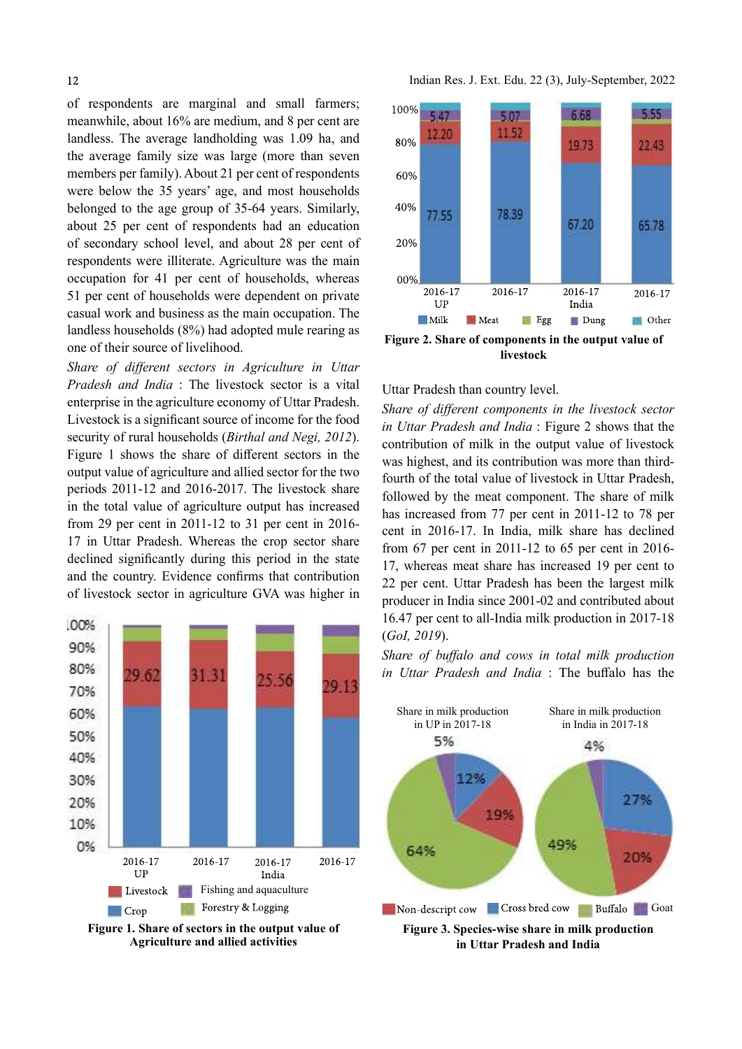of respondents are marginal and small farmers; meanwhile, about 16% are medium, and 8 per cent are landless. The average landholding was 1.09 ha, and the average family size was large (more than seven members per family). About 21 per cent of respondents were below the 35 years' age, and most households belonged to the age group of 35-64 years. Similarly, about 25 per cent of respondents had an education of secondary school level, and about 28 per cent of respondents were illiterate. Agriculture was the main occupation for 41 per cent of households, whereas 51 per cent of households were dependent on private casual work and business as the main occupation. The landless households (8%) had adopted mule rearing as one of their source of livelihood.

*Share of different sectors in Agriculture in Uttar Pradesh and India* : The livestock sector is a vital enterprise in the agriculture economy of Uttar Pradesh. Livestock is a significant source of income for the food security of rural households (*Birthal and Negi, 2012*). Figure 1 shows the share of different sectors in the output value of agriculture and allied sector for the two periods 2011-12 and 2016-2017. The livestock share in the total value of agriculture output has increased from 29 per cent in 2011-12 to 31 per cent in 2016-17 in Uttar Pradesh. Whereas the crop sector share declined significantly during this period in the state and the country. Evidence confirms that contribution of livestock sector in agriculture GVA was higher in Uttar Pradesh than country level.

**Figure 1. Share of sectors in the output value of Agriculture and allied activities**

**Figure 2. Share of components in the output value of livestock**

*Share of different components in the livestock sector in Uttar Pradesh and India* : Figure 2 shows that the contribution of milk in the output value of livestock was highest, and its contribution was more than third-fourth of the total value of livestock in Uttar Pradesh, followed by the meat component. The share of milk has increased from 77 per cent in 2011-12 to 78 per cent in 2016-17. In India, milk share has declined from 67 per cent in 2011-12 to 65 per cent in 2016-17, whereas meat share has increased 19 per cent to 22 per cent. Uttar Pradesh has been the largest milk producer in India since 2001-02 and contributed about 16.47 per cent to all-India milk production in 2017-18 (*GoI, 2019*).

*Share of buffalo and cows in total milk production in Uttar Pradesh and India* : The buffalo has the

**Figure 3. Species-wise share in milk production in Uttar Pradesh and India**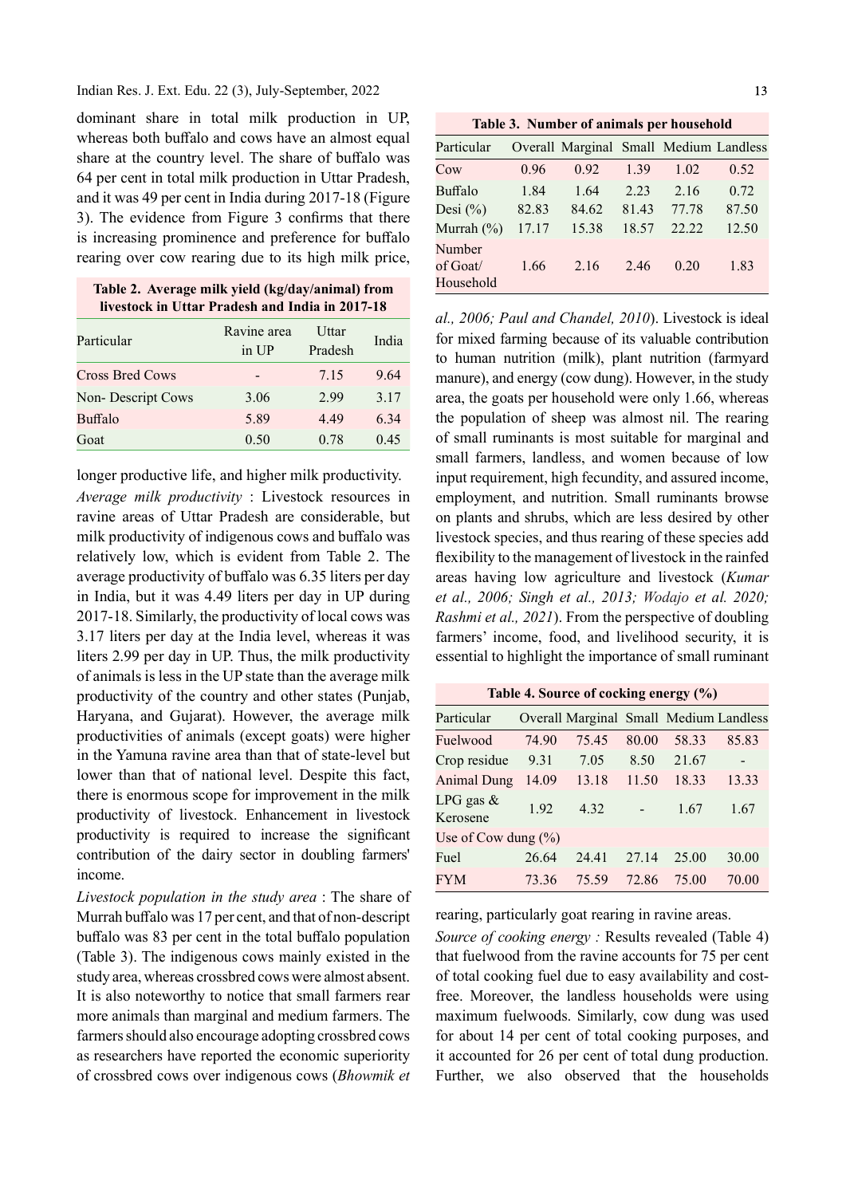dominant share in total milk production in UP, whereas both buffalo and cows have an almost equal share at the country level. The share of buffalo was 64 per cent in total milk production in Uttar Pradesh, and it was 49 per cent in India during 2017-18 (Figure 3). The evidence from Figure 3 confirms that there is increasing prominence and preference for buffalo rearing over cow rearing due to its high milk price, longer productive life, and higher milk productivity.

**Table 2. Average milk yield (kg/day/animal) from livestock in Uttar Pradesh and India in 2017-18**

| Particular | Ravine area in UP | Uttar Pradesh | India |
|---|---|---|---|
| Cross Bred Cows | - | 7.15 | 9.64 |
| Non- Descript Cows | 3.06 | 2.99 | 3.17 |
| Buffalo | 5.89 | 4.49 | 6.34 |
| Goat | 0.50 | 0.78 | 0.45 |

*Average milk productivity* : Livestock resources in ravine areas of Uttar Pradesh are considerable, but milk productivity of indigenous cows and buffalo was relatively low, which is evident from Table 2. The average productivity of buffalo was 6.35 liters per day in India, but it was 4.49 liters per day in UP during 2017-18. Similarly, the productivity of local cows was 3.17 liters per day at the India level, whereas it was liters 2.99 per day in UP. Thus, the milk productivity of animals is less in the UP state than the average milk productivity of the country and other states (Punjab, Haryana, and Gujarat). However, the average milk productivities of animals (except goats) were higher in the Yamuna ravine area than that of state-level but lower than that of national level. Despite this fact, there is enormous scope for improvement in the milk productivity of livestock. Enhancement in livestock productivity is required to increase the significant contribution of the dairy sector in doubling farmers' income.

*Livestock population in the study area* : The share of Murrah buffalo was 17 per cent, and that of non-descript buffalo was 83 per cent in the total buffalo population (Table 3). The indigenous cows mainly existed in the study area, whereas crossbred cows were almost absent. It is also noteworthy to notice that small farmers rear more animals than marginal and medium farmers. The farmers should also encourage adopting crossbred cows as researchers have reported the economic superiority of crossbred cows over indigenous cows (*Bhowmik et al., 2006; Paul and Chandel, 2010*). Livestock is ideal for mixed farming because of its valuable contribution to human nutrition (milk), plant nutrition (farmyard manure), and energy (cow dung). However, in the study area, the goats per household were only 1.66, whereas the population of sheep was almost nil. The rearing of small ruminants is most suitable for marginal and small farmers, landless, and women because of low input requirement, high fecundity, and assured income, employment, and nutrition. Small ruminants browse on plants and shrubs, which are less desired by other livestock species, and thus rearing of these species add flexibility to the management of livestock in the rainfed areas having low agriculture and livestock (*Kumar et al., 2006; Singh et al., 2013; Wodajo et al. 2020; Rashmi et al., 2021*). From the perspective of doubling farmers' income, food, and livelihood security, it is essential to highlight the importance of small ruminant rearing, particularly goat rearing in ravine areas.

**Table 3. Number of animals per household**

| Particular | Overall | Marginal | Small | Medium | Landless |
|---|---|---|---|---|---|
| Cow | 0.96 | 0.92 | 1.39 | 1.02 | 0.52 |
| Buffalo | 1.84 | 1.64 | 2.23 | 2.16 | 0.72 |
| Desi (%) | 82.83 | 84.62 | 81.43 | 77.78 | 87.50 |
| Murrah (%) | 17.17 | 15.38 | 18.57 | 22.22 | 12.50 |
| Number of Goat/ Household | 1.66 | 2.16 | 2.46 | 0.20 | 1.83 |

**Table 4. Source of cocking energy (%)**

| Particular | Overall | Marginal | Small | Medium | Landless |
|---|---|---|---|---|---|
| Fuelwood | 74.90 | 75.45 | 80.00 | 58.33 | 85.83 |
| Crop residue | 9.31 | 7.05 | 8.50 | 21.67 | - |
| Animal Dung | 14.09 | 13.18 | 11.50 | 18.33 | 13.33 |
| LPG gas & Kerosene | 1.92 | 4.32 | - | 1.67 | 1.67 |
| Use of Cow dung (%) | | | | | |
| Fuel | 26.64 | 24.41 | 27.14 | 25.00 | 30.00 |
| FYM | 73.36 | 75.59 | 72.86 | 75.00 | 70.00 |

*Source of cooking energy :* Results revealed (Table 4) that fuelwood from the ravine accounts for 75 per cent of total cooking fuel due to easy availability and cost-free. Moreover, the landless households were using maximum fuelwoods. Similarly, cow dung was used for about 14 per cent of total cooking purposes, and it accounted for 26 per cent of total dung production. Further, we also observed that the households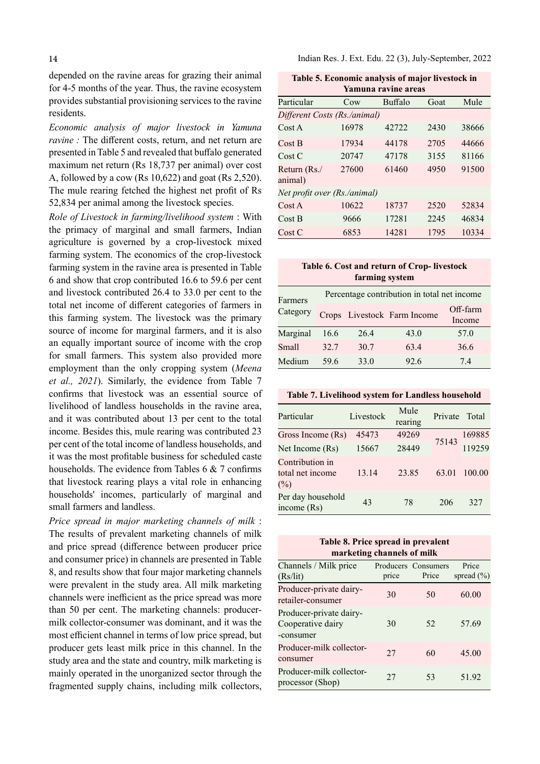depended on the ravine areas for grazing their animal for 4-5 months of the year. Thus, the ravine ecosystem provides substantial provisioning services to the ravine residents.

*Economic analysis of major livestock in Yamuna ravine :* The different costs, return, and net return are presented in Table 5 and revealed that buffalo generated maximum net return (Rs 18,737 per animal) over cost A, followed by a cow (Rs 10,622) and goat (Rs 2,520). The mule rearing fetched the highest net profit of Rs 52,834 per animal among the livestock species.

*Role of Livestock in farming/livelihood system* : With the primacy of marginal and small farmers, Indian agriculture is governed by a crop-livestock mixed farming system. The economics of the crop-livestock farming system in the ravine area is presented in Table 6 and show that crop contributed 16.6 to 59.6 per cent and livestock contributed 26.4 to 33.0 per cent to the total net income of different categories of farmers in this farming system. The livestock was the primary source of income for marginal farmers, and it is also an equally important source of income with the crop for small farmers. This system also provided more employment than the only cropping system (*Meena et al., 2021*). Similarly, the evidence from Table 7 confirms that livestock was an essential source of livelihood of landless households in the ravine area, and it was contributed about 13 per cent to the total income. Besides this, mule rearing was contributed 23 per cent of the total income of landless households, and it was the most profitable business for scheduled caste households. The evidence from Tables 6 & 7 confirms that livestock rearing plays a vital role in enhancing households' incomes, particularly of marginal and small farmers and landless.

*Price spread in major marketing channels of milk* : The results of prevalent marketing channels of milk and price spread (difference between producer price and consumer price) in channels are presented in Table 8, and results show that four major marketing channels were prevalent in the study area. All milk marketing channels were inefficient as the price spread was more than 50 per cent. The marketing channels: producer-milk collector-consumer was dominant, and it was the most efficient channel in terms of low price spread, but producer gets least milk price in this channel. In the study area and the state and country, milk marketing is mainly operated in the unorganized sector through the fragmented supply chains, including milk collectors,

**Table 5. Economic analysis of major livestock in Yamuna ravine areas**

| Particular | Cow | Buffalo | Goat | Mule |
|---|---|---|---|---|
| *Different Costs (Rs./animal)* | | | | |
| Cost A | 16978 | 42722 | 2430 | 38666 |
| Cost B | 17934 | 44178 | 2705 | 44666 |
| Cost C | 20747 | 47178 | 3155 | 81166 |
| Return (Rs./animal) | 27600 | 61460 | 4950 | 91500 |
| *Net profit over (Rs./animal)* | | | | |
| Cost A | 10622 | 18737 | 2520 | 52834 |
| Cost B | 9666 | 17281 | 2245 | 46834 |
| Cost C | 6853 | 14281 | 1795 | 10334 |

**Table 6. Cost and return of Crop- livestock farming system**

| Farmers Category | Percentage contribution in total net income | | | |
|---|---|---|---|---|
| | Crops | Livestock | Farm Income | Off-farm Income |
| Marginal | 16.6 | 26.4 | 43.0 | 57.0 |
| Small | 32.7 | 30.7 | 63.4 | 36.6 |
| Medium | 59.6 | 33.0 | 92.6 | 7.4 |

**Table 7. Livelihood system for Landless household**

| Particular | Livestock | Mule rearing | Private | Total |
|---|---|---|---|---|
| Gross Income (Rs) | 45473 | 49269 | 75143 | 169885 |
| Net Income (Rs) | 15667 | 28449 | | 119259 |
| Contribution in total net income (%) | 13.14 | 23.85 | 63.01 | 100.00 |
| Per day household income (Rs) | 43 | 78 | 206 | 327 |

**Table 8. Price spread in prevalent marketing channels of milk**

| Channels / Milk price (Rs/lit) | Producers price | Consumers Price | Price spread (%) |
|---|---|---|---|
| Producer-private dairy-retailer-consumer | 30 | 50 | 60.00 |
| Producer-private dairy-Cooperative dairy -consumer | 30 | 52 | 57.69 |
| Producer-milk collector-consumer | 27 | 60 | 45.00 |
| Producer-milk collector-processor (Shop) | 27 | 53 | 51.92 |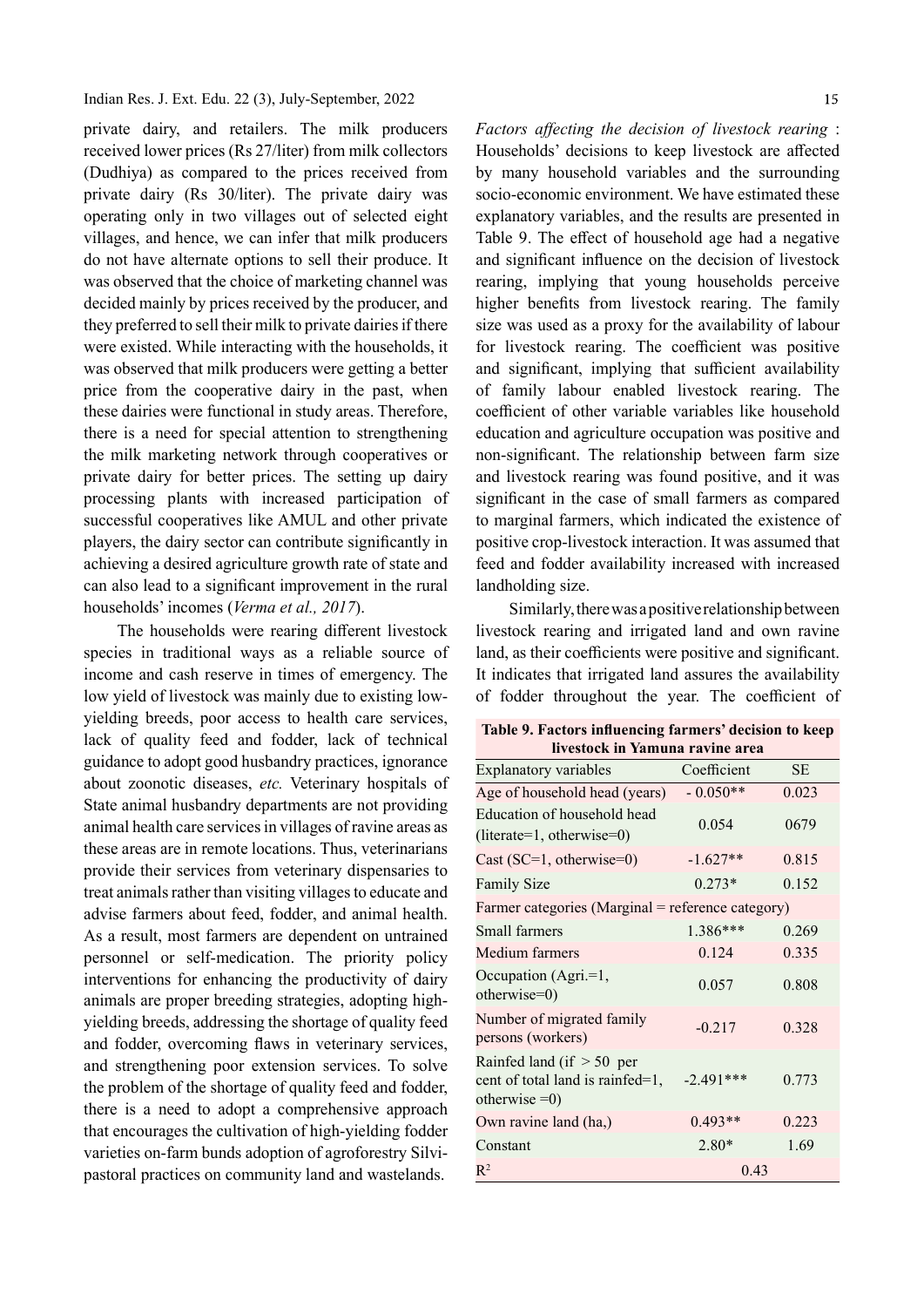private dairy, and retailers. The milk producers received lower prices (Rs 27/liter) from milk collectors (Dudhiya) as compared to the prices received from private dairy (Rs 30/liter). The private dairy was operating only in two villages out of selected eight villages, and hence, we can infer that milk producers do not have alternate options to sell their produce. It was observed that the choice of marketing channel was decided mainly by prices received by the producer, and they preferred to sell their milk to private dairies if there were existed. While interacting with the households, it was observed that milk producers were getting a better price from the cooperative dairy in the past, when these dairies were functional in study areas. Therefore, there is a need for special attention to strengthening the milk marketing network through cooperatives or private dairy for better prices. The setting up dairy processing plants with increased participation of successful cooperatives like AMUL and other private players, the dairy sector can contribute significantly in achieving a desired agriculture growth rate of state and can also lead to a significant improvement in the rural households' incomes (*Verma et al., 2017*).

The households were rearing different livestock species in traditional ways as a reliable source of income and cash reserve in times of emergency. The low yield of livestock was mainly due to existing low-yielding breeds, poor access to health care services, lack of quality feed and fodder, lack of technical guidance to adopt good husbandry practices, ignorance about zoonotic diseases, *etc.* Veterinary hospitals of State animal husbandry departments are not providing animal health care services in villages of ravine areas as these areas are in remote locations. Thus, veterinarians provide their services from veterinary dispensaries to treat animals rather than visiting villages to educate and advise farmers about feed, fodder, and animal health. As a result, most farmers are dependent on untrained personnel or self-medication. The priority policy interventions for enhancing the productivity of dairy animals are proper breeding strategies, adopting high-yielding breeds, addressing the shortage of quality feed and fodder, overcoming flaws in veterinary services, and strengthening poor extension services. To solve the problem of the shortage of quality feed and fodder, there is a need to adopt a comprehensive approach that encourages the cultivation of high-yielding fodder varieties on-farm bunds adoption of agroforestry Silvi-pastoral practices on community land and wastelands.

*Factors affecting the decision of livestock rearing* : Households' decisions to keep livestock are affected by many household variables and the surrounding socio-economic environment. We have estimated these explanatory variables, and the results are presented in Table 9. The effect of household age had a negative and significant influence on the decision of livestock rearing, implying that young households perceive higher benefits from livestock rearing. The family size was used as a proxy for the availability of labour for livestock rearing. The coefficient was positive and significant, implying that sufficient availability of family labour enabled livestock rearing. The coefficient of other variable variables like household education and agriculture occupation was positive and non-significant. The relationship between farm size and livestock rearing was found positive, and it was significant in the case of small farmers as compared to marginal farmers, which indicated the existence of positive crop-livestock interaction. It was assumed that feed and fodder availability increased with increased landholding size.

Similarly, there was a positive relationship between livestock rearing and irrigated land and own ravine land, as their coefficients were positive and significant. It indicates that irrigated land assures the availability of fodder throughout the year. The coefficient of

**Table 9. Factors influencing farmers' decision to keep livestock in Yamuna ravine area**

| Explanatory variables | Coefficient | SE |
|---|---|---|
| Age of household head (years) | - 0.050** | 0.023 |
| Education of household head (literate=1, otherwise=0) | 0.054 | 0679 |
| Cast (SC=1, otherwise=0) | -1.627** | 0.815 |
| Family Size | 0.273* | 0.152 |
| Farmer categories (Marginal = reference category) | | |
| Small farmers | 1.386*** | 0.269 |
| Medium farmers | 0.124 | 0.335 |
| Occupation (Agri.=1, otherwise=0) | 0.057 | 0.808 |
| Number of migrated family persons (workers) | -0.217 | 0.328 |
| Rainfed land (if > 50 per cent of total land is rainfed=1, otherwise =0) | -2.491*** | 0.773 |
| Own ravine land (ha,) | 0.493** | 0.223 |
| Constant | 2.80* | 1.69 |
| $R^2$ | 0.43 | |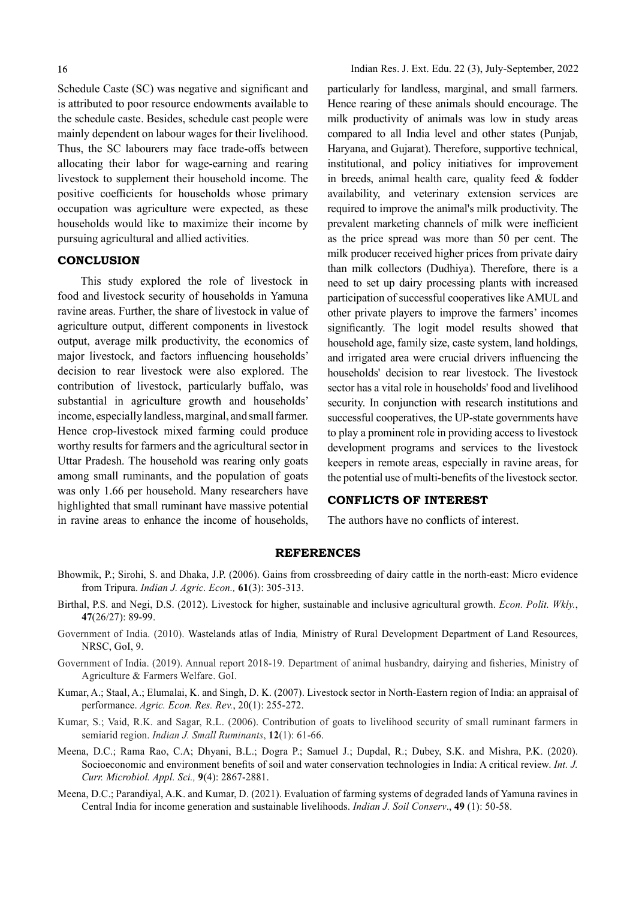Schedule Caste (SC) was negative and significant and is attributed to poor resource endowments available to the schedule caste. Besides, schedule cast people were mainly dependent on labour wages for their livelihood. Thus, the SC labourers may face trade-offs between allocating their labor for wage-earning and rearing livestock to supplement their household income. The positive coefficients for households whose primary occupation was agriculture were expected, as these households would like to maximize their income by pursuing agricultural and allied activities.

## CONCLUSION

This study explored the role of livestock in food and livestock security of households in Yamuna ravine areas. Further, the share of livestock in value of agriculture output, different components in livestock output, average milk productivity, the economics of major livestock, and factors influencing households' decision to rear livestock were also explored. The contribution of livestock, particularly buffalo, was substantial in agriculture growth and households' income, especially landless, marginal, and small farmer. Hence crop-livestock mixed farming could produce worthy results for farmers and the agricultural sector in Uttar Pradesh. The household was rearing only goats among small ruminants, and the population of goats was only 1.66 per household. Many researchers have highlighted that small ruminant have massive potential in ravine areas to enhance the income of households, particularly for landless, marginal, and small farmers. Hence rearing of these animals should encourage. The milk productivity of animals was low in study areas compared to all India level and other states (Punjab, Haryana, and Gujarat). Therefore, supportive technical, institutional, and policy initiatives for improvement in breeds, animal health care, quality feed & fodder availability, and veterinary extension services are required to improve the animal's milk productivity. The prevalent marketing channels of milk were inefficient as the price spread was more than 50 per cent. The milk producer received higher prices from private dairy than milk collectors (Dudhiya). Therefore, there is a need to set up dairy processing plants with increased participation of successful cooperatives like AMUL and other private players to improve the farmers' incomes significantly. The logit model results showed that household age, family size, caste system, land holdings, and irrigated area were crucial drivers influencing the households' decision to rear livestock. The livestock sector has a vital role in households' food and livelihood security. In conjunction with research institutions and successful cooperatives, the UP-state governments have to play a prominent role in providing access to livestock development programs and services to the livestock keepers in remote areas, especially in ravine areas, for the potential use of multi-benefits of the livestock sector.

## CONFLICTS OF INTEREST

The authors have no conflicts of interest.

## REFERENCES

Bhowmik, P.; Sirohi, S. and Dhaka, J.P. (2006). Gains from crossbreeding of dairy cattle in the north-east: Micro evidence from Tripura. *Indian J. Agric. Econ.,* **61**(3): 305-313.

Birthal, P.S. and Negi, D.S. (2012). Livestock for higher, sustainable and inclusive agricultural growth. *Econ. Polit. Wkly.*, **47**(26/27): 89-99.

Government of India. (2010). Wastelands atlas of India*,* Ministry of Rural Development Department of Land Resources, NRSC, GoI, 9.

Government of India. (2019). Annual report 2018-19. Department of animal husbandry, dairying and fisheries, Ministry of Agriculture & Farmers Welfare. GoI.

Kumar, A.; Staal, A.; Elumalai, K. and Singh, D. K. (2007). Livestock sector in North-Eastern region of India: an appraisal of performance. *Agric. Econ. Res. Rev.*, 20(1): 255-272.

Kumar, S.; Vaid, R.K. and Sagar, R.L. (2006). Contribution of goats to livelihood security of small ruminant farmers in semiarid region. *Indian J. Small Ruminants*, **12**(1): 61-66.

Meena, D.C.; Rama Rao, C.A; Dhyani, B.L.; Dogra P.; Samuel J.; Dupdal, R.; Dubey, S.K. and Mishra, P.K. (2020). Socioeconomic and environment benefits of soil and water conservation technologies in India: A critical review. *Int. J. Curr. Microbiol. Appl. Sci.,* **9**(4): 2867-2881.

Meena, D.C.; Parandiyal, A.K. and Kumar, D. (2021). Evaluation of farming systems of degraded lands of Yamuna ravines in Central India for income generation and sustainable livelihoods. *Indian J. Soil Conserv*., **49** (1): 50-58.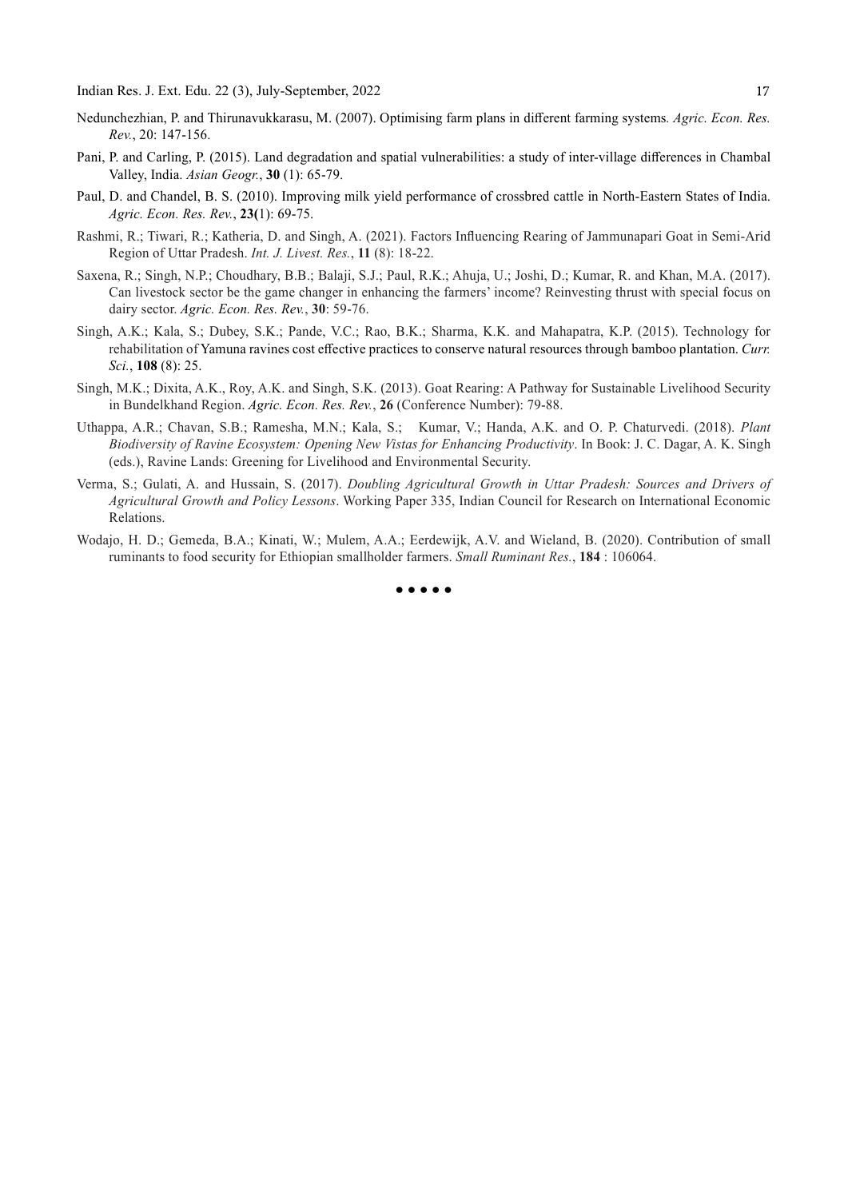Nedunchezhian, P. and Thirunavukkarasu, M. (2007). Optimising farm plans in different farming systems. *Agric. Econ. Res. Rev.*, 20: 147-156.

Pani, P. and Carling, P. (2015). Land degradation and spatial vulnerabilities: a study of inter-village differences in Chambal Valley, India. *Asian Geogr.*, **30** (1): 65-79.

Paul, D. and Chandel, B. S. (2010). Improving milk yield performance of crossbred cattle in North-Eastern States of India. *Agric. Econ. Res. Rev.*, **23(**1): 69-75.

Rashmi, R.; Tiwari, R.; Katheria, D. and Singh, A. (2021). Factors Influencing Rearing of Jammunapari Goat in Semi-Arid Region of Uttar Pradesh. *Int. J. Livest. Res.*, **11** (8): 18-22.

Saxena, R.; Singh, N.P.; Choudhary, B.B.; Balaji, S.J.; Paul, R.K.; Ahuja, U.; Joshi, D.; Kumar, R. and Khan, M.A. (2017). Can livestock sector be the game changer in enhancing the farmers' income? Reinvesting thrust with special focus on dairy sector. *Agric. Econ. Res. Rev.*, **30**: 59-76.

Singh, A.K.; Kala, S.; Dubey, S.K.; Pande, V.C.; Rao, B.K.; Sharma, K.K. and Mahapatra, K.P. (2015). Technology for rehabilitation of Yamuna ravines cost effective practices to conserve natural resources through bamboo plantation. *Curr. Sci.*, **108** (8): 25.

Singh, M.K.; Dixita, A.K., Roy, A.K. and Singh, S.K. (2013). Goat Rearing: A Pathway for Sustainable Livelihood Security in Bundelkhand Region. *Agric. Econ. Res. Rev.*, **26** (Conference Number): 79-88.

Uthappa, A.R.; Chavan, S.B.; Ramesha, M.N.; Kala, S.; Kumar, V.; Handa, A.K. and O. P. Chaturvedi. (2018). *Plant Biodiversity of Ravine Ecosystem: Opening New Vistas for Enhancing Productivity*. In Book: J. C. Dagar, A. K. Singh (eds.), Ravine Lands: Greening for Livelihood and Environmental Security.

Verma, S.; Gulati, A. and Hussain, S. (2017). *Doubling Agricultural Growth in Uttar Pradesh: Sources and Drivers of Agricultural Growth and Policy Lessons*. Working Paper 335, Indian Council for Research on International Economic Relations.

Wodajo, H. D.; Gemeda, B.A.; Kinati, W.; Mulem, A.A.; Eerdewijk, A.V. and Wieland, B. (2020). Contribution of small ruminants to food security for Ethiopian smallholder farmers. *Small Ruminant Res.*, **184** : 106064.

• • • • •